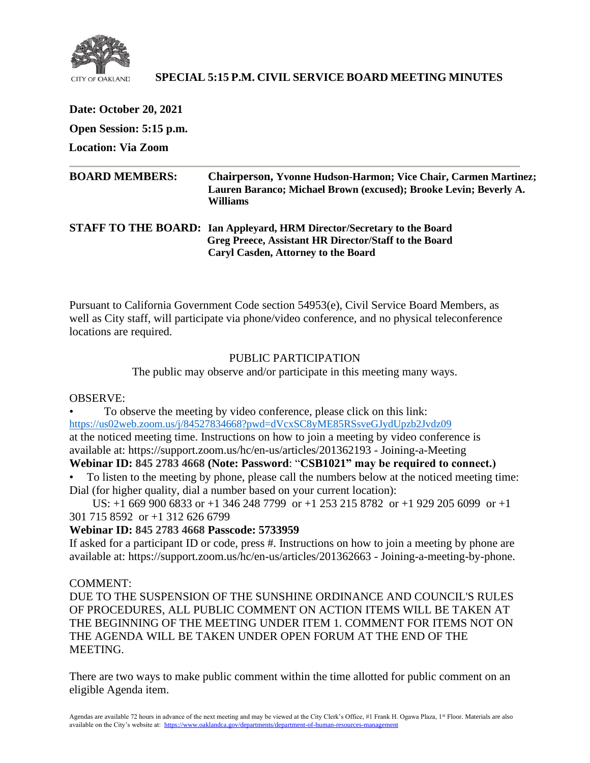CITY OF OAKLAND

# SPECIAL 5:15 P.M. CIVIL SERVICE BOARD MEETING MINUTES

**Date: October 20, 2021**

**Open Session: 5:15 p.m.**

**Location: Via Zoom**

---

**BOARD MEMBERS:** **Chairperson, Yvonne Hudson-Harmon; Vice Chair, Carmen Martinez; Lauren Baranco; Michael Brown (excused); Brooke Levin; Beverly A. Williams**

**STAFF TO THE BOARD:** **Ian Appleyard, HRM Director/Secretary to the Board**
**Greg Preece, Assistant HR Director/Staff to the Board**
**Caryl Casden, Attorney to the Board**

Pursuant to California Government Code section 54953(e), Civil Service Board Members, as well as City staff, will participate via phone/video conference, and no physical teleconference locations are required.

PUBLIC PARTICIPATION

The public may observe and/or participate in this meeting many ways.

OBSERVE:

- To observe the meeting by video conference, please click on this link: https://us02web.zoom.us/j/84527834668?pwd=dVcxSC8yME85RSsveGJydUpzb2Jvdz09 at the noticed meeting time. Instructions on how to join a meeting by video conference is available at: https://support.zoom.us/hc/en-us/articles/201362193 - Joining-a-Meeting

**Webinar ID: 845 2783 4668 (Note: Password**: "**CSB1021" may be required to connect.)**

- To listen to the meeting by phone, please call the numbers below at the noticed meeting time: Dial (for higher quality, dial a number based on your current location):

  US: +1 669 900 6833 or +1 346 248 7799 or +1 253 215 8782 or +1 929 205 6099 or +1 301 715 8592 or +1 312 626 6799

**Webinar ID: 845 2783 4668 Passcode: 5733959**

If asked for a participant ID or code, press #. Instructions on how to join a meeting by phone are available at: https://support.zoom.us/hc/en-us/articles/201362663 - Joining-a-meeting-by-phone.

COMMENT:

DUE TO THE SUSPENSION OF THE SUNSHINE ORDINANCE AND COUNCIL'S RULES OF PROCEDURES, ALL PUBLIC COMMENT ON ACTION ITEMS WILL BE TAKEN AT THE BEGINNING OF THE MEETING UNDER ITEM 1. COMMENT FOR ITEMS NOT ON THE AGENDA WILL BE TAKEN UNDER OPEN FORUM AT THE END OF THE MEETING.

There are two ways to make public comment within the time allotted for public comment on an eligible Agenda item.

Agendas are available 72 hours in advance of the next meeting and may be viewed at the City Clerk's Office, #1 Frank H. Ogawa Plaza, 1st Floor. Materials are also available on the City's website at: https://www.oaklandca.gov/departments/department-of-human-resources-management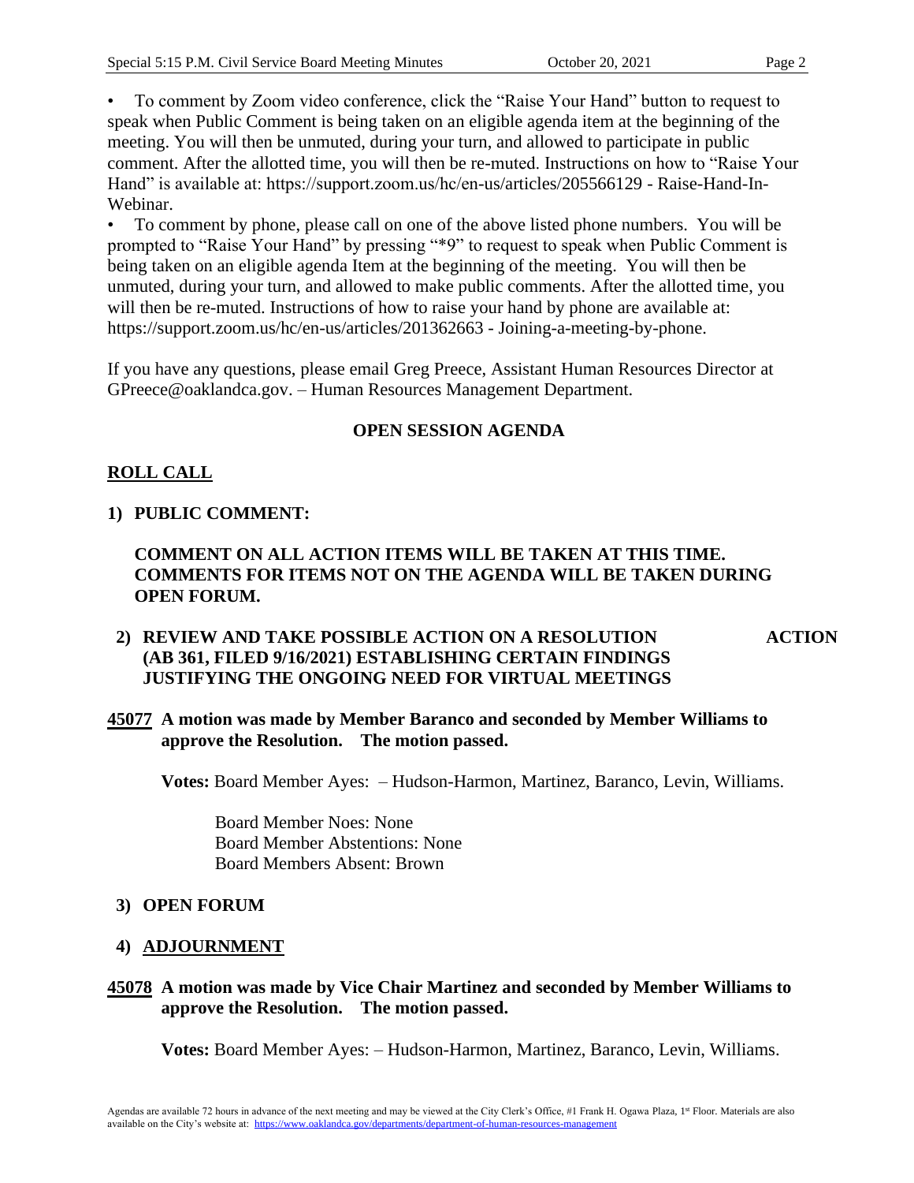- To comment by Zoom video conference, click the "Raise Your Hand" button to request to speak when Public Comment is being taken on an eligible agenda item at the beginning of the meeting. You will then be unmuted, during your turn, and allowed to participate in public comment. After the allotted time, you will then be re-muted. Instructions on how to "Raise Your Hand" is available at: https://support.zoom.us/hc/en-us/articles/205566129 - Raise-Hand-In-Webinar.
- To comment by phone, please call on one of the above listed phone numbers. You will be prompted to "Raise Your Hand" by pressing "*9" to request to speak when Public Comment is being taken on an eligible agenda Item at the beginning of the meeting. You will then be unmuted, during your turn, and allowed to make public comments. After the allotted time, you will then be re-muted. Instructions of how to raise your hand by phone are available at: https://support.zoom.us/hc/en-us/articles/201362663 - Joining-a-meeting-by-phone.

If you have any questions, please email Greg Preece, Assistant Human Resources Director at GPreece@oaklandca.gov. – Human Resources Management Department.

## OPEN SESSION AGENDA

**ROLL CALL**

**1) PUBLIC COMMENT:**

**COMMENT ON ALL ACTION ITEMS WILL BE TAKEN AT THIS TIME. COMMENTS FOR ITEMS NOT ON THE AGENDA WILL BE TAKEN DURING OPEN FORUM.**

**2) REVIEW AND TAKE POSSIBLE ACTION ON A RESOLUTION (AB 361, FILED 9/16/2021) ESTABLISHING CERTAIN FINDINGS JUSTIFYING THE ONGOING NEED FOR VIRTUAL MEETINGS** — **ACTION**

**45077 A motion was made by Member Baranco and seconded by Member Williams to approve the Resolution. The motion passed.**

**Votes:** Board Member Ayes: – Hudson-Harmon, Martinez, Baranco, Levin, Williams.

Board Member Noes: None
Board Member Abstentions: None
Board Members Absent: Brown

**3) OPEN FORUM**

**4) ADJOURNMENT**

**45078 A motion was made by Vice Chair Martinez and seconded by Member Williams to approve the Resolution. The motion passed.**

**Votes:** Board Member Ayes: – Hudson-Harmon, Martinez, Baranco, Levin, Williams.

Agendas are available 72 hours in advance of the next meeting and may be viewed at the City Clerk's Office, #1 Frank H. Ogawa Plaza, 1st Floor. Materials are also available on the City's website at: https://www.oaklandca.gov/departments/department-of-human-resources-management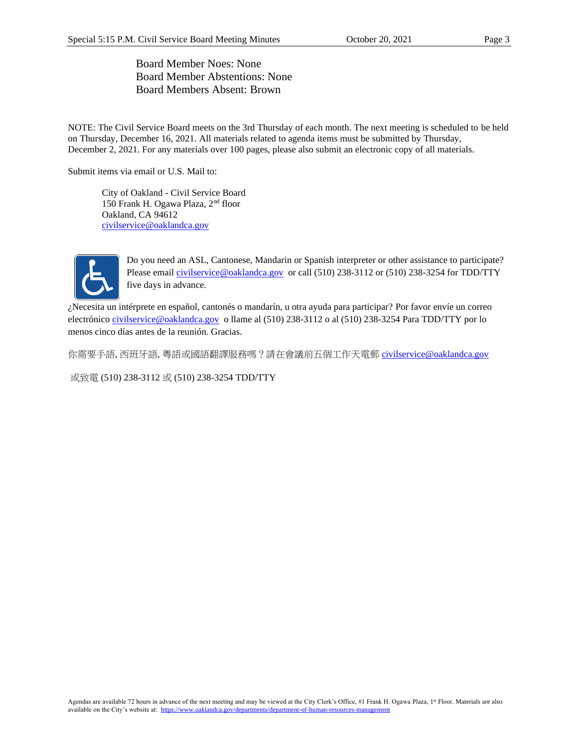Board Member Noes: None
Board Member Abstentions: None
Board Members Absent: Brown

NOTE: The Civil Service Board meets on the 3rd Thursday of each month. The next meeting is scheduled to be held on Thursday, December 16, 2021. All materials related to agenda items must be submitted by Thursday, December 2, 2021. For any materials over 100 pages, please also submit an electronic copy of all materials.

Submit items via email or U.S. Mail to:

City of Oakland - Civil Service Board
150 Frank H. Ogawa Plaza, 2nd floor
Oakland, CA 94612
civilservice@oaklandca.gov

Do you need an ASL, Cantonese, Mandarin or Spanish interpreter or other assistance to participate? Please email civilservice@oaklandca.gov or call (510) 238-3112 or (510) 238-3254 for TDD/TTY five days in advance.

¿Necesita un intérprete en español, cantonés o mandarín, u otra ayuda para participar? Por favor envíe un correo electrónico civilservice@oaklandca.gov o llame al (510) 238-3112 o al (510) 238-3254 Para TDD/TTY por lo menos cinco días antes de la reunión. Gracias.

你需要手語, 西班牙語, 粵語或國語翻譯服務嗎？請在會議前五個工作天電郵 civilservice@oaklandca.gov

或致電 (510) 238-3112 或 (510) 238-3254 TDD/TTY

Agendas are available 72 hours in advance of the next meeting and may be viewed at the City Clerk's Office, #1 Frank H. Ogawa Plaza, 1st Floor. Materials are also available on the City's website at: https://www.oaklandca.gov/departments/department-of-human-resources-management